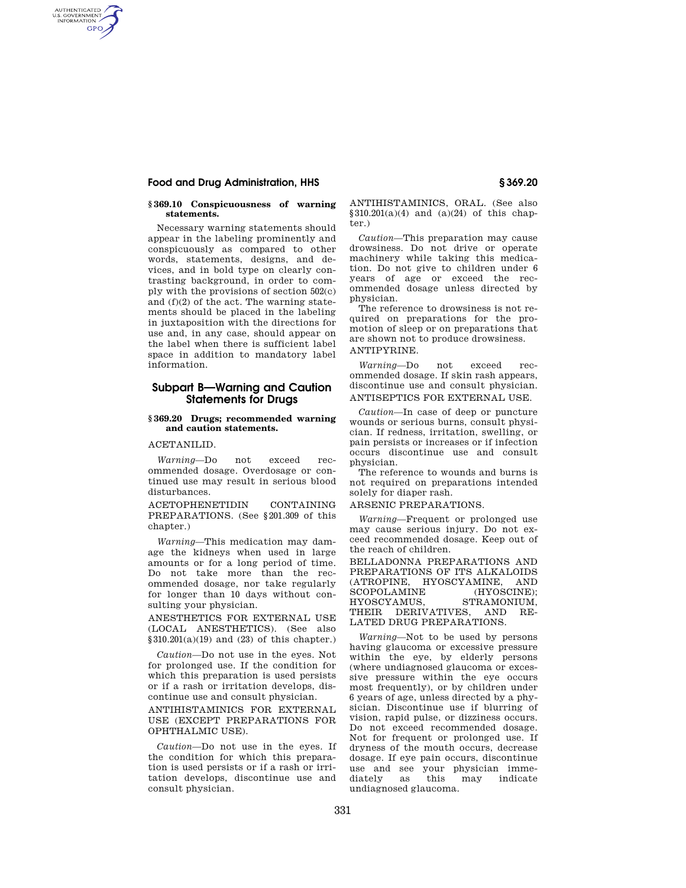### § 369.10 Conspicuousness of warning statements.

Necessary warning statements should appear in the labeling prominently and conspicuously as compared to other words, statements, designs, and devices, and in bold type on clearly contrasting background, in order to comply with the provisions of section 502(c) and (f)(2) of the act. The warning statements should be placed in the labeling in juxtaposition with the directions for use and, in any case, should appear on the label when there is sufficient label space in addition to mandatory label information.

## Subpart B—Warning and Caution Statements for Drugs

### § 369.20 Drugs; recommended warning and caution statements.

ACETANILID.

*Warning*—Do not exceed recommended dosage. Overdosage or continued use may result in serious blood disturbances.

ACETOPHENETIDIN CONTAINING PREPARATIONS. (See § 201.309 of this chapter.)

*Warning*—This medication may damage the kidneys when used in large amounts or for a long period of time. Do not take more than the recommended dosage, nor take regularly for longer than 10 days without consulting your physician.

ANESTHETICS FOR EXTERNAL USE (LOCAL ANESTHETICS). (See also § 310.201(a)(19) and (23) of this chapter.)

*Caution*—Do not use in the eyes. Not for prolonged use. If the condition for which this preparation is used persists or if a rash or irritation develops, discontinue use and consult physician.

ANTIHISTAMINICS FOR EXTERNAL USE (EXCEPT PREPARATIONS FOR OPHTHALMIC USE).

*Caution*—Do not use in the eyes. If the condition for which this preparation is used persists or if a rash or irritation develops, discontinue use and consult physician.

ANTIHISTAMINICS, ORAL. (See also § 310.201(a)(4) and (a)(24) of this chapter.)

*Caution*—This preparation may cause drowsiness. Do not drive or operate machinery while taking this medication. Do not give to children under 6 years of age or exceed the recommended dosage unless directed by physician.

The reference to drowsiness is not required on preparations for the promotion of sleep or on preparations that are shown not to produce drowsiness.

ANTIPYRINE.

*Warning*—Do not exceed recommended dosage. If skin rash appears, discontinue use and consult physician.

ANTISEPTICS FOR EXTERNAL USE.

*Caution*—In case of deep or puncture wounds or serious burns, consult physician. If redness, irritation, swelling, or pain persists or increases or if infection occurs discontinue use and consult physician.

The reference to wounds and burns is not required on preparations intended solely for diaper rash.

ARSENIC PREPARATIONS.

*Warning*—Frequent or prolonged use may cause serious injury. Do not exceed recommended dosage. Keep out of the reach of children.

BELLADONNA PREPARATIONS AND PREPARATIONS OF ITS ALKALOIDS (ATROPINE, HYOSCYAMINE, AND SCOPOLAMINE (HYOSCINE); HYOSCYAMUS, STRAMONIUM, THEIR DERIVATIVES, AND RELATED DRUG PREPARATIONS.

*Warning*—Not to be used by persons having glaucoma or excessive pressure within the eye, by elderly persons (where undiagnosed glaucoma or excessive pressure within the eye occurs most frequently), or by children under 6 years of age, unless directed by a physician. Discontinue use if blurring of vision, rapid pulse, or dizziness occurs. Do not exceed recommended dosage. Not for frequent or prolonged use. If dryness of the mouth occurs, decrease dosage. If eye pain occurs, discontinue use and see your physician immediately as this may indicate undiagnosed glaucoma.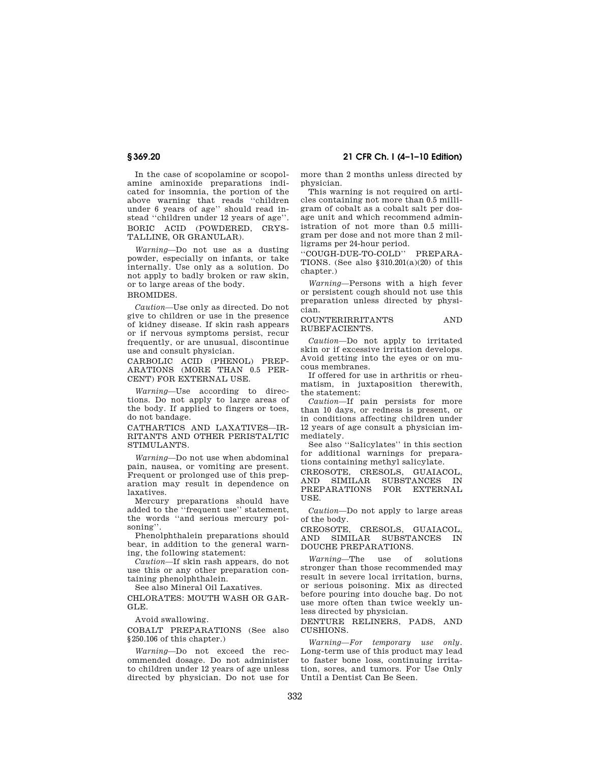In the case of scopolamine or scopolamine aminoxide preparations indicated for insomnia, the portion of the above warning that reads ''children under 6 years of age'' should read instead ''children under 12 years of age''.

BORIC ACID (POWDERED, CRYSTALLINE, OR GRANULAR).

*Warning*—Do not use as a dusting powder, especially on infants, or take internally. Use only as a solution. Do not apply to badly broken or raw skin, or to large areas of the body.

BROMIDES.

*Caution*—Use only as directed. Do not give to children or use in the presence of kidney disease. If skin rash appears or if nervous symptoms persist, recur frequently, or are unusual, discontinue use and consult physician.

CARBOLIC ACID (PHENOL) PREPARATIONS (MORE THAN 0.5 PERCENT) FOR EXTERNAL USE.

*Warning*—Use according to directions. Do not apply to large areas of the body. If applied to fingers or toes, do not bandage.

CATHARTICS AND LAXATIVES—IRRITANTS AND OTHER PERISTALTIC STIMULANTS.

*Warning*—Do not use when abdominal pain, nausea, or vomiting are present. Frequent or prolonged use of this preparation may result in dependence on laxatives.

Mercury preparations should have added to the ''frequent use'' statement, the words ''and serious mercury poisoning''.

Phenolphthalein preparations should bear, in addition to the general warning, the following statement:

*Caution*—If skin rash appears, do not use this or any other preparation containing phenolphthalein.

See also Mineral Oil Laxatives.

CHLORATES: MOUTH WASH OR GARGLE.

Avoid swallowing.

COBALT PREPARATIONS (See also §250.106 of this chapter.)

*Warning*—Do not exceed the recommended dosage. Do not administer to children under 12 years of age unless directed by physician. Do not use for more than 2 months unless directed by physician.

This warning is not required on articles containing not more than 0.5 milligram of cobalt as a cobalt salt per dosage unit and which recommend administration of not more than 0.5 milligram per dose and not more than 2 milligrams per 24-hour period.

''COUGH-DUE-TO-COLD'' PREPARATIONS. (See also §310.201(a)(20) of this chapter.)

*Warning*—Persons with a high fever or persistent cough should not use this preparation unless directed by physician.

COUNTERIRRITANTS AND RUBEFACIENTS.

*Caution*—Do not apply to irritated skin or if excessive irritation develops. Avoid getting into the eyes or on mucous membranes.

If offered for use in arthritis or rheumatism, in juxtaposition therewith, the statement:

*Caution*—If pain persists for more than 10 days, or redness is present, or in conditions affecting children under 12 years of age consult a physician immediately.

See also ''Salicylates'' in this section for additional warnings for preparations containing methyl salicylate.

CREOSOTE, CRESOLS, GUAIACOL, AND SIMILAR SUBSTANCES IN PREPARATIONS FOR EXTERNAL USE.

*Caution*—Do not apply to large areas of the body.

CREOSOTE, CRESOLS, GUAIACOL, AND SIMILAR SUBSTANCES IN DOUCHE PREPARATIONS.

*Warning*—The use of solutions stronger than those recommended may result in severe local irritation, burns, or serious poisoning. Mix as directed before pouring into douche bag. Do not use more often than twice weekly unless directed by physician.

DENTURE RELINERS, PADS, AND CUSHIONS.

*Warning—For temporary use only*. Long-term use of this product may lead to faster bone loss, continuing irritation, sores, and tumors. For Use Only Until a Dentist Can Be Seen.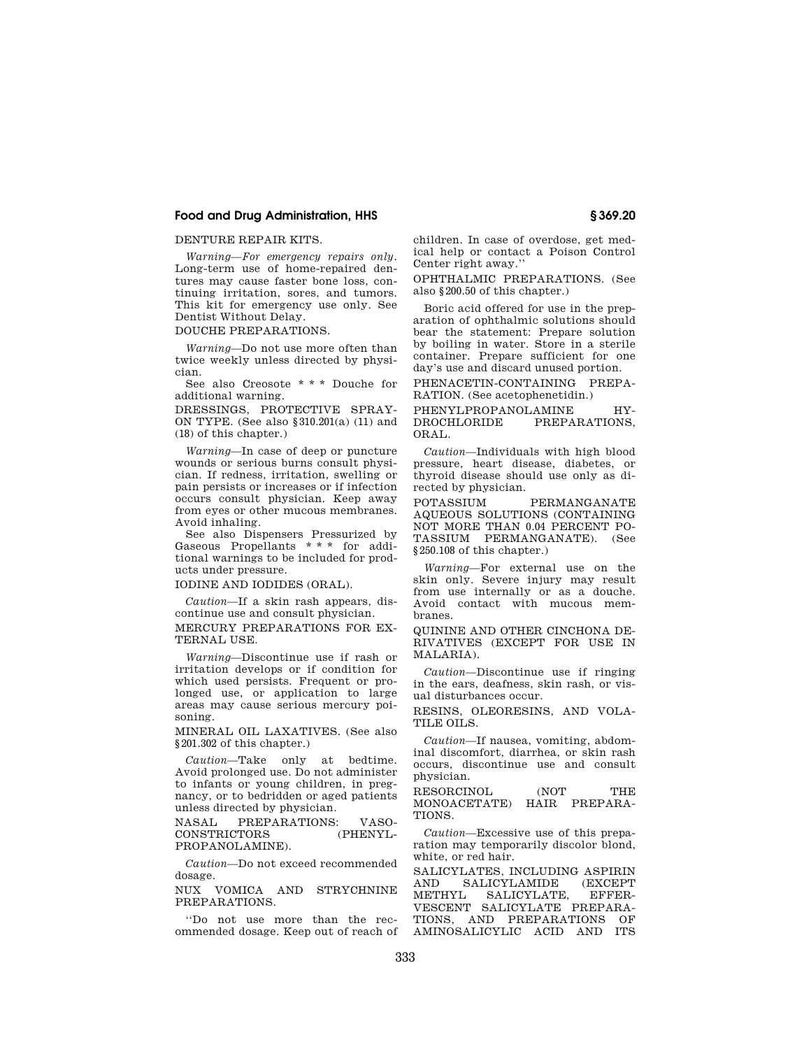DENTURE REPAIR KITS.

*Warning—For emergency repairs only*. Long-term use of home-repaired dentures may cause faster bone loss, continuing irritation, sores, and tumors. This kit for emergency use only. See Dentist Without Delay.

DOUCHE PREPARATIONS.

*Warning*—Do not use more often than twice weekly unless directed by physician.

See also Creosote * * * Douche for additional warning.

DRESSINGS, PROTECTIVE SPRAY-ON TYPE. (See also §310.201(a) (11) and (18) of this chapter.)

*Warning*—In case of deep or puncture wounds or serious burns consult physician. If redness, irritation, swelling or pain persists or increases or if infection occurs consult physician. Keep away from eyes or other mucous membranes. Avoid inhaling.

See also Dispensers Pressurized by Gaseous Propellants * * * for additional warnings to be included for products under pressure.

IODINE AND IODIDES (ORAL).

*Caution*—If a skin rash appears, discontinue use and consult physician.

MERCURY PREPARATIONS FOR EXTERNAL USE.

*Warning*—Discontinue use if rash or irritation develops or if condition for which used persists. Frequent or prolonged use, or application to large areas may cause serious mercury poisoning.

MINERAL OIL LAXATIVES. (See also §201.302 of this chapter.)

*Caution*—Take only at bedtime. Avoid prolonged use. Do not administer to infants or young children, in pregnancy, or to bedridden or aged patients unless directed by physician.

NASAL PREPARATIONS: VASOCONSTRICTORS (PHENYLPROPANOLAMINE).

*Caution*—Do not exceed recommended dosage.

NUX VOMICA AND STRYCHNINE PREPARATIONS.

''Do not use more than the recommended dosage. Keep out of reach of children. In case of overdose, get medical help or contact a Poison Control Center right away.''

OPHTHALMIC PREPARATIONS. (See also §200.50 of this chapter.)

Boric acid offered for use in the preparation of ophthalmic solutions should bear the statement: Prepare solution by boiling in water. Store in a sterile container. Prepare sufficient for one day's use and discard unused portion.

PHENACETIN-CONTAINING PREPARATION. (See acetophenetidin.)

PHENYLPROPANOLAMINE HYDROCHLORIDE PREPARATIONS, ORAL.

*Caution*—Individuals with high blood pressure, heart disease, diabetes, or thyroid disease should use only as directed by physician.

POTASSIUM PERMANGANATE AQUEOUS SOLUTIONS (CONTAINING NOT MORE THAN 0.04 PERCENT POTASSIUM PERMANGANATE). (See §250.108 of this chapter.)

*Warning*—For external use on the skin only. Severe injury may result from use internally or as a douche. Avoid contact with mucous membranes.

QUININE AND OTHER CINCHONA DERIVATIVES (EXCEPT FOR USE IN MALARIA).

*Caution*—Discontinue use if ringing in the ears, deafness, skin rash, or visual disturbances occur.

RESINS, OLEORESINS, AND VOLATILE OILS.

*Caution*—If nausea, vomiting, abdominal discomfort, diarrhea, or skin rash occurs, discontinue use and consult physician.

RESORCINOL (NOT THE MONOACETATE) HAIR PREPARATIONS.

*Caution*—Excessive use of this preparation may temporarily discolor blond, white, or red hair.

SALICYLATES, INCLUDING ASPIRIN AND SALICYLAMIDE (EXCEPT METHYL SALICYLATE, EFFERVESCENT SALICYLATE PREPARATIONS, AND PREPARATIONS OF AMINOSALICYLIC ACID AND ITS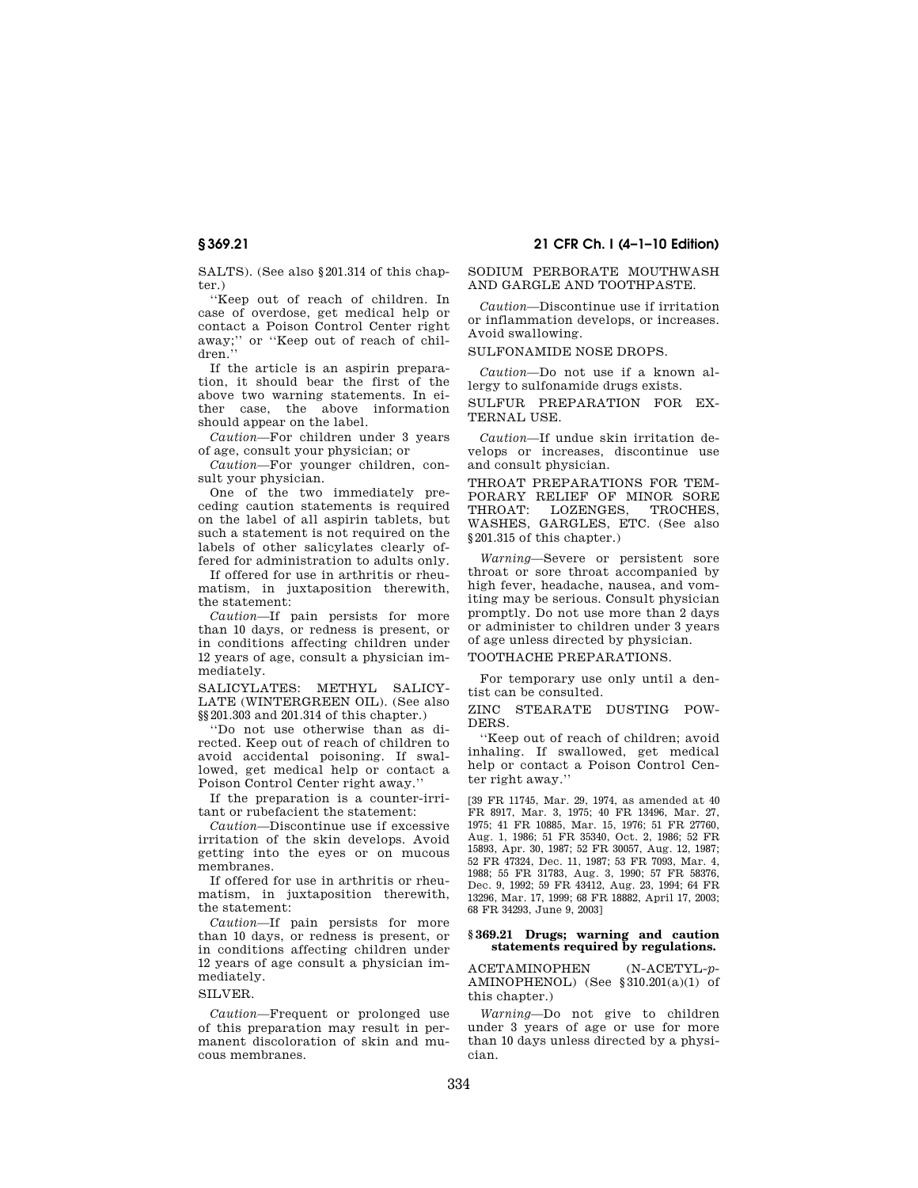SALTS). (See also §201.314 of this chapter.)

''Keep out of reach of children. In case of overdose, get medical help or contact a Poison Control Center right away;'' or ''Keep out of reach of children.''

If the article is an aspirin preparation, it should bear the first of the above two warning statements. In either case, the above information should appear on the label.

*Caution*—For children under 3 years of age, consult your physician; or

*Caution*—For younger children, consult your physician.

One of the two immediately preceding caution statements is required on the label of all aspirin tablets, but such a statement is not required on the labels of other salicylates clearly offered for administration to adults only.

If offered for use in arthritis or rheumatism, in juxtaposition therewith, the statement:

*Caution*—If pain persists for more than 10 days, or redness is present, or in conditions affecting children under 12 years of age, consult a physician immediately.

SALICYLATES: METHYL SALICYLATE (WINTERGREEN OIL). (See also §§201.303 and 201.314 of this chapter.)

''Do not use otherwise than as directed. Keep out of reach of children to avoid accidental poisoning. If swallowed, get medical help or contact a Poison Control Center right away.''

If the preparation is a counter-irritant or rubefacient the statement:

*Caution*—Discontinue use if excessive irritation of the skin develops. Avoid getting into the eyes or on mucous membranes.

If offered for use in arthritis or rheumatism, in juxtaposition therewith, the statement:

*Caution*—If pain persists for more than 10 days, or redness is present, or in conditions affecting children under 12 years of age consult a physician immediately.

SILVER.

*Caution*—Frequent or prolonged use of this preparation may result in permanent discoloration of skin and mucous membranes.

SODIUM PERBORATE MOUTHWASH AND GARGLE AND TOOTHPASTE.

*Caution*—Discontinue use if irritation or inflammation develops, or increases. Avoid swallowing.

SULFONAMIDE NOSE DROPS.

*Caution*—Do not use if a known allergy to sulfonamide drugs exists.

SULFUR PREPARATION FOR EXTERNAL USE.

*Caution*—If undue skin irritation develops or increases, discontinue use and consult physician.

THROAT PREPARATIONS FOR TEMPORARY RELIEF OF MINOR SORE THROAT: LOZENGES, TROCHES, WASHES, GARGLES, ETC. (See also §201.315 of this chapter.)

*Warning*—Severe or persistent sore throat or sore throat accompanied by high fever, headache, nausea, and vomiting may be serious. Consult physician promptly. Do not use more than 2 days or administer to children under 3 years of age unless directed by physician.

TOOTHACHE PREPARATIONS.

For temporary use only until a dentist can be consulted.

ZINC STEARATE DUSTING POWDERS.

''Keep out of reach of children; avoid inhaling. If swallowed, get medical help or contact a Poison Control Center right away.''

[39 FR 11745, Mar. 29, 1974, as amended at 40 FR 8917, Mar. 3, 1975; 40 FR 13496, Mar. 27, 1975; 41 FR 10885, Mar. 15, 1976; 51 FR 27760, Aug. 1, 1986; 51 FR 35340, Oct. 2, 1986; 52 FR 15893, Apr. 30, 1987; 52 FR 30057, Aug. 12, 1987; 52 FR 47324, Dec. 11, 1987; 53 FR 7093, Mar. 4, 1988; 55 FR 31783, Aug. 3, 1990; 57 FR 58376, Dec. 9, 1992; 59 FR 43412, Aug. 23, 1994; 64 FR 13296, Mar. 17, 1999; 68 FR 18882, April 17, 2003; 68 FR 34293, June 9, 2003]

### § 369.21 Drugs; warning and caution statements required by regulations.

ACETAMINOPHEN (N-ACETYL-*p*-AMINOPHENOL) (See §310.201(a)(1) of this chapter.)

*Warning*—Do not give to children under 3 years of age or use for more than 10 days unless directed by a physician.